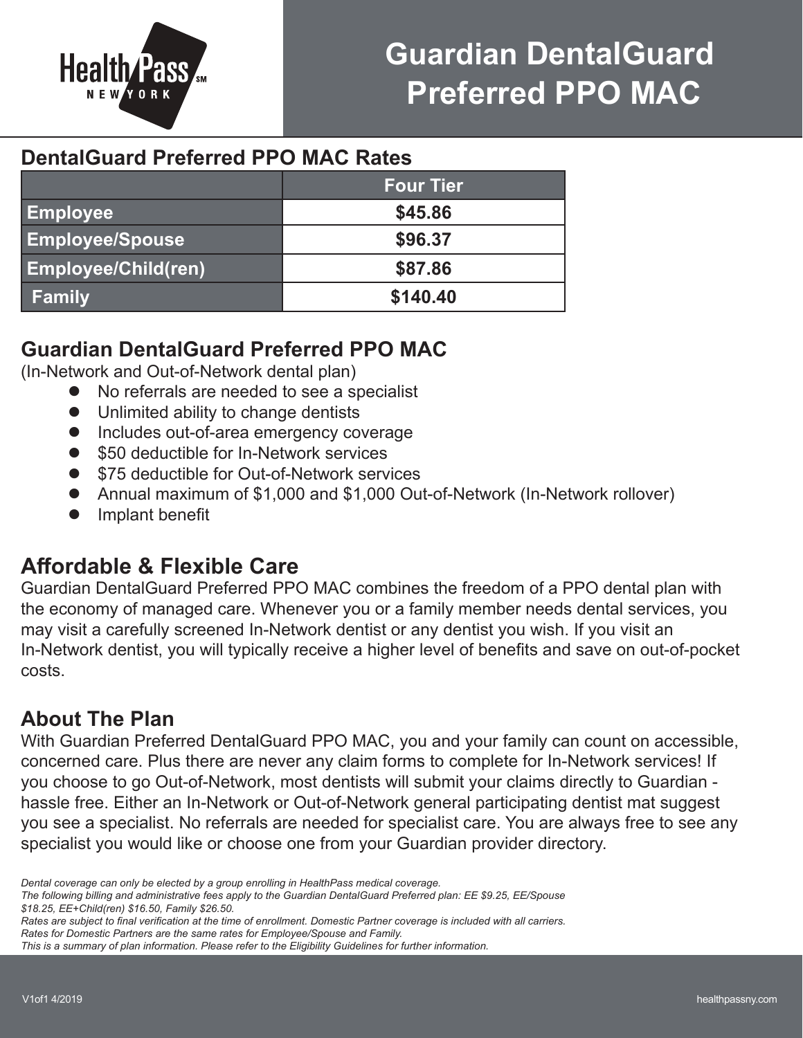# Guardian DentalGuard Preferred PPO MAC

## DentalGuard Preferred PPO MAC Rates

| | Four Tier |
|---|---|
| Employee | $45.86 |
| Employee/Spouse | $96.37 |
| Employee/Child(ren) | $87.86 |
| Family | $140.40 |

## Guardian DentalGuard Preferred PPO MAC

(In-Network and Out-of-Network dental plan)

- No referrals are needed to see a specialist
- Unlimited ability to change dentists
- Includes out-of-area emergency coverage
- $50 deductible for In-Network services
- $75 deductible for Out-of-Network services
- Annual maximum of $1,000 and $1,000 Out-of-Network (In-Network rollover)
- Implant benefit

## Affordable & Flexible Care

Guardian DentalGuard Preferred PPO MAC combines the freedom of a PPO dental plan with the economy of managed care. Whenever you or a family member needs dental services, you may visit a carefully screened In-Network dentist or any dentist you wish. If you visit an In-Network dentist, you will typically receive a higher level of benefits and save on out-of-pocket costs.

## About The Plan

With Guardian Preferred DentalGuard PPO MAC, you and your family can count on accessible, concerned care. Plus there are never any claim forms to complete for In-Network services! If you choose to go Out-of-Network, most dentists will submit your claims directly to Guardian - hassle free. Either an In-Network or Out-of-Network general participating dentist mat suggest you see a specialist. No referrals are needed for specialist care. You are always free to see any specialist you would like or choose one from your Guardian provider directory.

*Dental coverage can only be elected by a group enrolling in HealthPass medical coverage.*
*The following billing and administrative fees apply to the Guardian DentalGuard Preferred plan: EE $9.25, EE/Spouse $18.25, EE+Child(ren) $16.50, Family $26.50.*
*Rates are subject to final verification at the time of enrollment. Domestic Partner coverage is included with all carriers.*
*Rates for Domestic Partners are the same rates for Employee/Spouse and Family.*
*This is a summary of plan information. Please refer to the Eligibility Guidelines for further information.*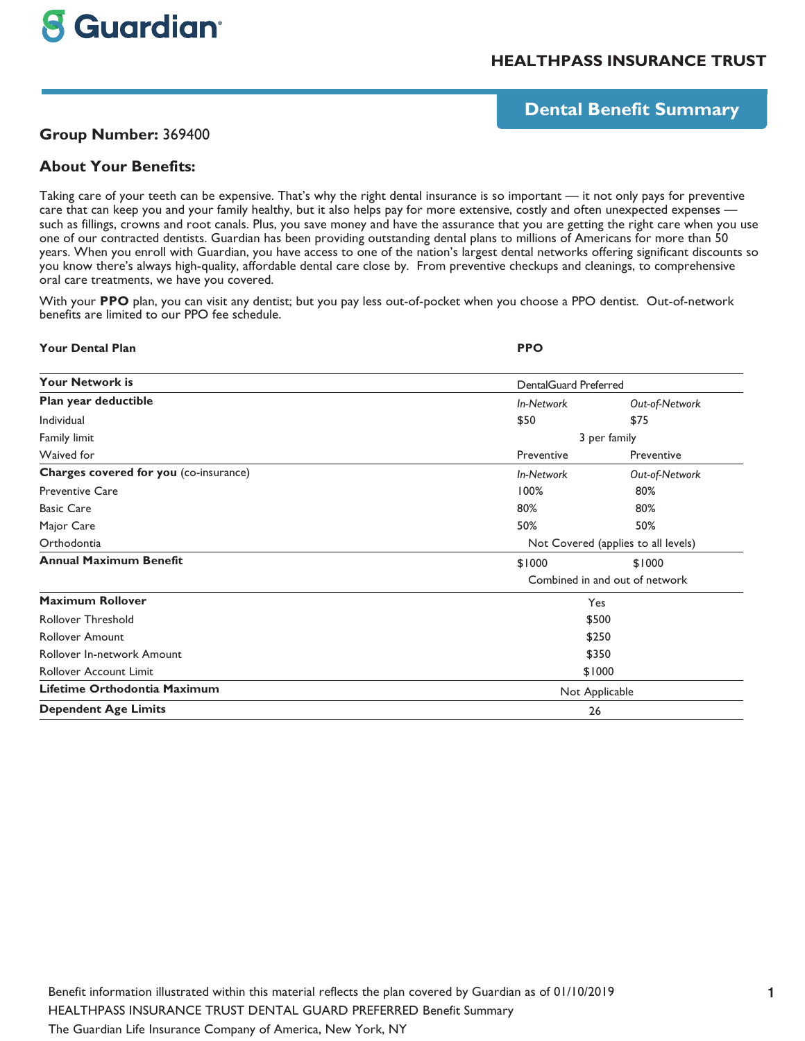Guardian

## HEALTHPASS INSURANCE TRUST

## Dental Benefit Summary

**Group Number:** 369400

### About Your Benefits:

Taking care of your teeth can be expensive. That's why the right dental insurance is so important — it not only pays for preventive care that can keep you and your family healthy, but it also helps pay for more extensive, costly and often unexpected expenses — such as fillings, crowns and root canals. Plus, you save money and have the assurance that you are getting the right care when you use one of our contracted dentists. Guardian has been providing outstanding dental plans to millions of Americans for more than 50 years. When you enroll with Guardian, you have access to one of the nation's largest dental networks offering significant discounts so you know there's always high-quality, affordable dental care close by. From preventive checkups and cleanings, to comprehensive oral care treatments, we have you covered.

With your **PPO** plan, you can visit any dentist; but you pay less out-of-pocket when you choose a PPO dentist. Out-of-network benefits are limited to our PPO fee schedule.

| **Your Dental Plan** | **PPO** | |
|---|---|---|
| **Your Network is** | DentalGuard Preferred | |
| **Plan year deductible** | *In-Network* | *Out-of-Network* |
| Individual | $50 | $75 |
| Family limit | 3 per family | |
| Waived for | Preventive | Preventive |
| **Charges covered for you** (co-insurance) | *In-Network* | *Out-of-Network* |
| Preventive Care | 100% | 80% |
| Basic Care | 80% | 80% |
| Major Care | 50% | 50% |
| Orthodontia | Not Covered (applies to all levels) | |
| **Annual Maximum Benefit** | $1000 | $1000 |
| | Combined in and out of network | |
| **Maximum Rollover** | Yes | |
| Rollover Threshold | $500 | |
| Rollover Amount | $250 | |
| Rollover In-network Amount | $350 | |
| Rollover Account Limit | $1000 | |
| **Lifetime Orthodontia Maximum** | Not Applicable | |
| **Dependent Age Limits** | 26 | |

Benefit information illustrated within this material reflects the plan covered by Guardian as of 01/10/2019
HEALTHPASS INSURANCE TRUST DENTAL GUARD PREFERRED Benefit Summary
The Guardian Life Insurance Company of America, New York, NY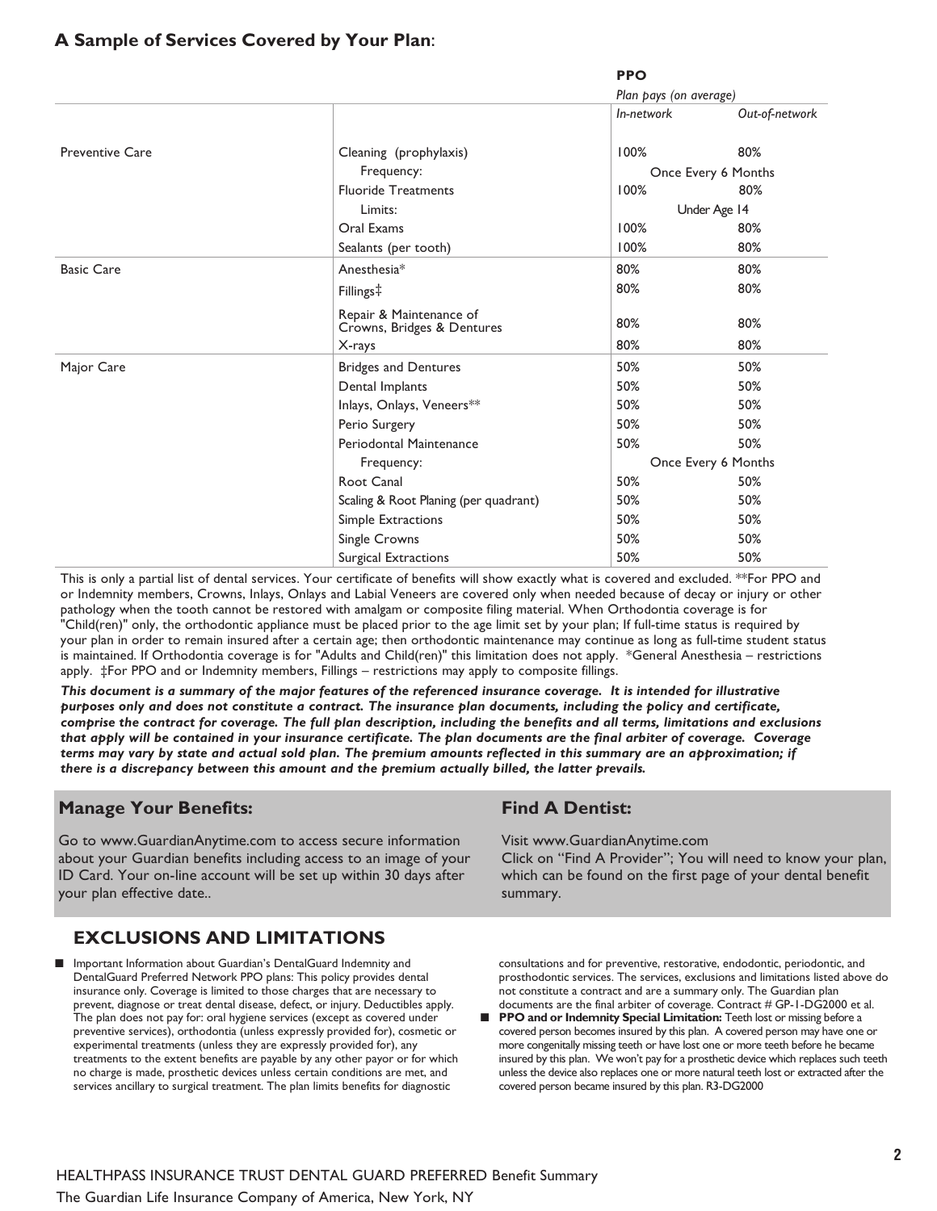## A Sample of Services Covered by Your Plan:

| | | PPO | |
|---|---|---|---|
| | | *Plan pays (on average)* | |
| | | *In-network* | *Out-of-network* |
| Preventive Care | Cleaning (prophylaxis) | 100% | 80% |
| | Frequency: | Once Every 6 Months | |
| | Fluoride Treatments | 100% | 80% |
| | Limits: | Under Age 14 | |
| | Oral Exams | 100% | 80% |
| | Sealants (per tooth) | 100% | 80% |
| Basic Care | Anesthesia* | 80% | 80% |
| | Fillings‡ | 80% | 80% |
| | Repair & Maintenance of Crowns, Bridges & Dentures | 80% | 80% |
| | X-rays | 80% | 80% |
| Major Care | Bridges and Dentures | 50% | 50% |
| | Dental Implants | 50% | 50% |
| | Inlays, Onlays, Veneers** | 50% | 50% |
| | Perio Surgery | 50% | 50% |
| | Periodontal Maintenance | 50% | 50% |
| | Frequency: | Once Every 6 Months | |
| | Root Canal | 50% | 50% |
| | Scaling & Root Planing (per quadrant) | 50% | 50% |
| | Simple Extractions | 50% | 50% |
| | Single Crowns | 50% | 50% |
| | Surgical Extractions | 50% | 50% |

This is only a partial list of dental services. Your certificate of benefits will show exactly what is covered and excluded. **For PPO and or Indemnity members, Crowns, Inlays, Onlays and Labial Veneers are covered only when needed because of decay or injury or other pathology when the tooth cannot be restored with amalgam or composite filing material. When Orthodontia coverage is for "Child(ren)" only, the orthodontic appliance must be placed prior to the age limit set by your plan; If full-time status is required by your plan in order to remain insured after a certain age; then orthodontic maintenance may continue as long as full-time student status is maintained. If Orthodontia coverage is for "Adults and Child(ren)" this limitation does not apply. *General Anesthesia – restrictions apply. ‡For PPO and or Indemnity members, Fillings – restrictions may apply to composite fillings.

***This document is a summary of the major features of the referenced insurance coverage. It is intended for illustrative purposes only and does not constitute a contract. The insurance plan documents, including the policy and certificate, comprise the contract for coverage. The full plan description, including the benefits and all terms, limitations and exclusions that apply will be contained in your insurance certificate. The plan documents are the final arbiter of coverage. Coverage terms may vary by state and actual sold plan. The premium amounts reflected in this summary are an approximation; if there is a discrepancy between this amount and the premium actually billed, the latter prevails.***

### Manage Your Benefits:

Go to www.GuardianAnytime.com to access secure information about your Guardian benefits including access to an image of your ID Card. Your on-line account will be set up within 30 days after your plan effective date..

### Find A Dentist:

Visit www.GuardianAnytime.com
Click on "Find A Provider"; You will need to know your plan, which can be found on the first page of your dental benefit summary.

## EXCLUSIONS AND LIMITATIONS

- Important Information about Guardian's DentalGuard Indemnity and DentalGuard Preferred Network PPO plans: This policy provides dental insurance only. Coverage is limited to those charges that are necessary to prevent, diagnose or treat dental disease, defect, or injury. Deductibles apply. The plan does not pay for: oral hygiene services (except as covered under preventive services), orthodontia (unless expressly provided for), cosmetic or experimental treatments (unless they are expressly provided for), any treatments to the extent benefits are payable by any other payor or for which no charge is made, prosthetic devices unless certain conditions are met, and services ancillary to surgical treatment. The plan limits benefits for diagnostic consultations and for preventive, restorative, endodontic, periodontic, and prosthodontic services. The services, exclusions and limitations listed above do not constitute a contract and are a summary only. The Guardian plan documents are the final arbiter of coverage. Contract # GP-1-DG2000 et al.
- **PPO and or Indemnity Special Limitation:** Teeth lost or missing before a covered person becomes insured by this plan. A covered person may have one or more congenitally missing teeth or have lost one or more teeth before he became insured by this plan. We won't pay for a prosthetic device which replaces such teeth unless the device also replaces one or more natural teeth lost or extracted after the covered person became insured by this plan. R3-DG2000

HEALTHPASS INSURANCE TRUST DENTAL GUARD PREFERRED Benefit Summary
The Guardian Life Insurance Company of America, New York, NY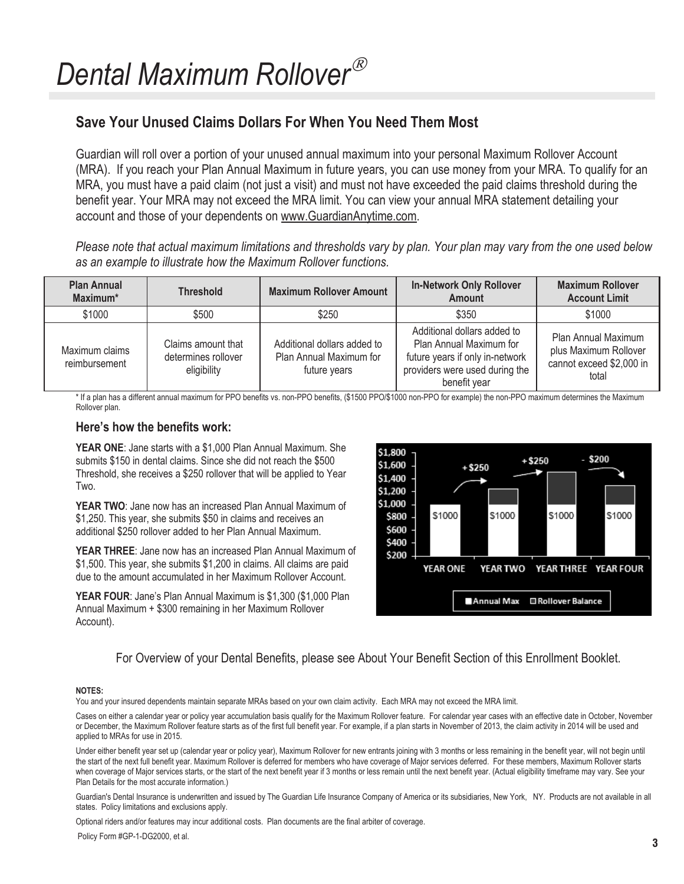# Dental Maximum Rollover®

## Save Your Unused Claims Dollars For When You Need Them Most

Guardian will roll over a portion of your unused annual maximum into your personal Maximum Rollover Account (MRA). If you reach your Plan Annual Maximum in future years, you can use money from your MRA. To qualify for an MRA, you must have a paid claim (not just a visit) and must not have exceeded the paid claims threshold during the benefit year. Your MRA may not exceed the MRA limit. You can view your annual MRA statement detailing your account and those of your dependents on www.GuardianAnytime.com.

*Please note that actual maximum limitations and thresholds vary by plan. Your plan may vary from the one used below as an example to illustrate how the Maximum Rollover functions.*

| Plan Annual Maximum* | Threshold | Maximum Rollover Amount | In-Network Only Rollover Amount | Maximum Rollover Account Limit |
|---|---|---|---|---|
| $1000 | $500 | $250 | $350 | $1000 |
| Maximum claims reimbursement | Claims amount that determines rollover eligibility | Additional dollars added to Plan Annual Maximum for future years | Additional dollars added to Plan Annual Maximum for future years if only in-network providers were used during the benefit year | Plan Annual Maximum plus Maximum Rollover cannot exceed $2,000 in total |

* If a plan has a different annual maximum for PPO benefits vs. non-PPO benefits, ($1500 PPO/$1000 non-PPO for example) the non-PPO maximum determines the Maximum Rollover plan.

### Here's how the benefits work:

**YEAR ONE**: Jane starts with a $1,000 Plan Annual Maximum. She submits $150 in dental claims. Since she did not reach the $500 Threshold, she receives a $250 rollover that will be applied to Year Two.

**YEAR TWO**: Jane now has an increased Plan Annual Maximum of $1,250. This year, she submits $50 in claims and receives an additional $250 rollover added to her Plan Annual Maximum.

**YEAR THREE**: Jane now has an increased Plan Annual Maximum of $1,500. This year, she submits $1,200 in claims. All claims are paid due to the amount accumulated in her Maximum Rollover Account.

**YEAR FOUR**: Jane's Plan Annual Maximum is $1,300 ($1,000 Plan Annual Maximum + $300 remaining in her Maximum Rollover Account).

For Overview of your Dental Benefits, please see About Your Benefit Section of this Enrollment Booklet.

**NOTES:**

You and your insured dependents maintain separate MRAs based on your own claim activity. Each MRA may not exceed the MRA limit.

Cases on either a calendar year or policy year accumulation basis qualify for the Maximum Rollover feature. For calendar year cases with an effective date in October, November or December, the Maximum Rollover feature starts as of the first full benefit year. For example, if a plan starts in November of 2013, the claim activity in 2014 will be used and applied to MRAs for use in 2015.

Under either benefit year set up (calendar year or policy year), Maximum Rollover for new entrants joining with 3 months or less remaining in the benefit year, will not begin until the start of the next full benefit year. Maximum Rollover is deferred for members who have coverage of Major services deferred. For these members, Maximum Rollover starts when coverage of Major services starts, or the start of the next benefit year if 3 months or less remain until the next benefit year. (Actual eligibility timeframe may vary. See your Plan Details for the most accurate information.)

Guardian's Dental Insurance is underwritten and issued by The Guardian Life Insurance Company of America or its subsidiaries, New York, NY. Products are not available in all states. Policy limitations and exclusions apply.

Optional riders and/or features may incur additional costs. Plan documents are the final arbiter of coverage.

Policy Form #GP-1-DG2000, et al.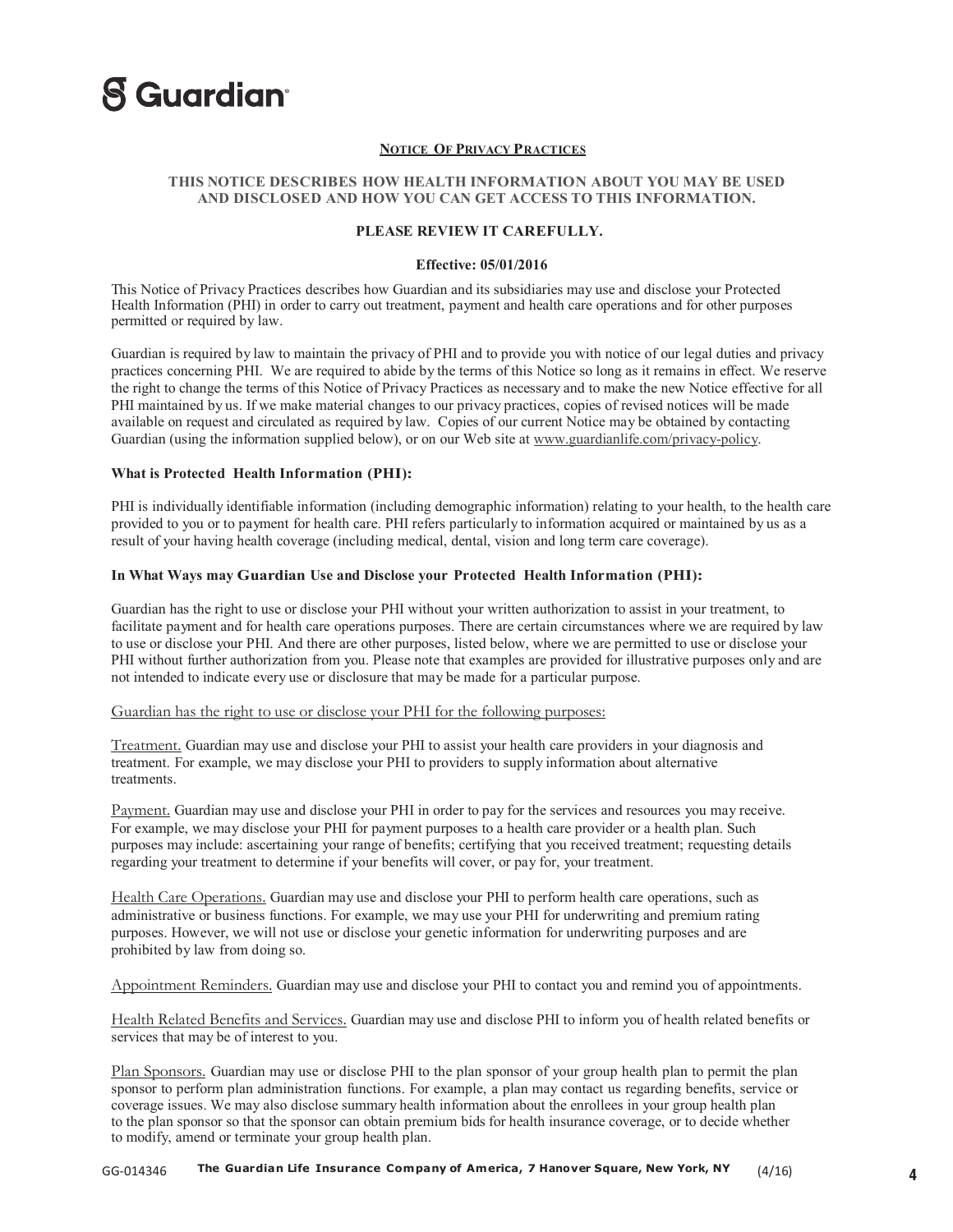# Guardian

## Notice Of Privacy Practices

**THIS NOTICE DESCRIBES HOW HEALTH INFORMATION ABOUT YOU MAY BE USED AND DISCLOSED AND HOW YOU CAN GET ACCESS TO THIS INFORMATION.**

**PLEASE REVIEW IT CAREFULLY.**

**Effective: 05/01/2016**

This Notice of Privacy Practices describes how Guardian and its subsidiaries may use and disclose your Protected Health Information (PHI) in order to carry out treatment, payment and health care operations and for other purposes permitted or required by law.

Guardian is required by law to maintain the privacy of PHI and to provide you with notice of our legal duties and privacy practices concerning PHI. We are required to abide by the terms of this Notice so long as it remains in effect. We reserve the right to change the terms of this Notice of Privacy Practices as necessary and to make the new Notice effective for all PHI maintained by us. If we make material changes to our privacy practices, copies of revised notices will be made available on request and circulated as required by law. Copies of our current Notice may be obtained by contacting Guardian (using the information supplied below), or on our Web site at www.guardianlife.com/privacy-policy.

### What is Protected Health Information (PHI):

PHI is individually identifiable information (including demographic information) relating to your health, to the health care provided to you or to payment for health care. PHI refers particularly to information acquired or maintained by us as a result of your having health coverage (including medical, dental, vision and long term care coverage).

### In What Ways may Guardian Use and Disclose your Protected Health Information (PHI):

Guardian has the right to use or disclose your PHI without your written authorization to assist in your treatment, to facilitate payment and for health care operations purposes. There are certain circumstances where we are required by law to use or disclose your PHI. And there are other purposes, listed below, where we are permitted to use or disclose your PHI without further authorization from you. Please note that examples are provided for illustrative purposes only and are not intended to indicate every use or disclosure that may be made for a particular purpose.

Guardian has the right to use or disclose your PHI for the following purposes:

Treatment. Guardian may use and disclose your PHI to assist your health care providers in your diagnosis and treatment. For example, we may disclose your PHI to providers to supply information about alternative treatments.

Payment. Guardian may use and disclose your PHI in order to pay for the services and resources you may receive. For example, we may disclose your PHI for payment purposes to a health care provider or a health plan. Such purposes may include: ascertaining your range of benefits; certifying that you received treatment; requesting details regarding your treatment to determine if your benefits will cover, or pay for, your treatment.

Health Care Operations. Guardian may use and disclose your PHI to perform health care operations, such as administrative or business functions. For example, we may use your PHI for underwriting and premium rating purposes. However, we will not use or disclose your genetic information for underwriting purposes and are prohibited by law from doing so.

Appointment Reminders. Guardian may use and disclose your PHI to contact you and remind you of appointments.

Health Related Benefits and Services. Guardian may use and disclose PHI to inform you of health related benefits or services that may be of interest to you.

Plan Sponsors. Guardian may use or disclose PHI to the plan sponsor of your group health plan to permit the plan sponsor to perform plan administration functions. For example, a plan may contact us regarding benefits, service or coverage issues. We may also disclose summary health information about the enrollees in your group health plan to the plan sponsor so that the sponsor can obtain premium bids for health insurance coverage, or to decide whether to modify, amend or terminate your group health plan.

GG-014346 **The Guardian Life Insurance Company of America, 7 Hanover Square, New York, NY** (4/16)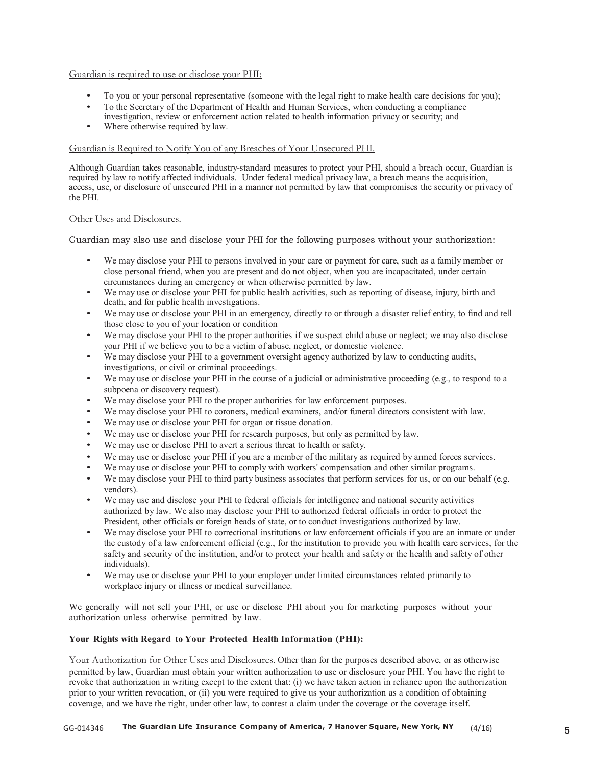Guardian is required to use or disclose your PHI:

- To you or your personal representative (someone with the legal right to make health care decisions for you);
- To the Secretary of the Department of Health and Human Services, when conducting a compliance investigation, review or enforcement action related to health information privacy or security; and
- Where otherwise required by law.

Guardian is Required to Notify You of any Breaches of Your Unsecured PHI.

Although Guardian takes reasonable, industry-standard measures to protect your PHI, should a breach occur, Guardian is required by law to notify affected individuals. Under federal medical privacy law, a breach means the acquisition, access, use, or disclosure of unsecured PHI in a manner not permitted by law that compromises the security or privacy of the PHI.

Other Uses and Disclosures.

Guardian may also use and disclose your PHI for the following purposes without your authorization:

- We may disclose your PHI to persons involved in your care or payment for care, such as a family member or close personal friend, when you are present and do not object, when you are incapacitated, under certain circumstances during an emergency or when otherwise permitted by law.
- We may use or disclose your PHI for public health activities, such as reporting of disease, injury, birth and death, and for public health investigations.
- We may use or disclose your PHI in an emergency, directly to or through a disaster relief entity, to find and tell those close to you of your location or condition
- We may disclose your PHI to the proper authorities if we suspect child abuse or neglect; we may also disclose your PHI if we believe you to be a victim of abuse, neglect, or domestic violence.
- We may disclose your PHI to a government oversight agency authorized by law to conducting audits, investigations, or civil or criminal proceedings.
- We may use or disclose your PHI in the course of a judicial or administrative proceeding (e.g., to respond to a subpoena or discovery request).
- We may disclose your PHI to the proper authorities for law enforcement purposes.
- We may disclose your PHI to coroners, medical examiners, and/or funeral directors consistent with law.
- We may use or disclose your PHI for organ or tissue donation.
- We may use or disclose your PHI for research purposes, but only as permitted by law.
- We may use or disclose PHI to avert a serious threat to health or safety.
- We may use or disclose your PHI if you are a member of the military as required by armed forces services.
- We may use or disclose your PHI to comply with workers' compensation and other similar programs.
- We may disclose your PHI to third party business associates that perform services for us, or on our behalf (e.g. vendors).
- We may use and disclose your PHI to federal officials for intelligence and national security activities authorized by law. We also may disclose your PHI to authorized federal officials in order to protect the President, other officials or foreign heads of state, or to conduct investigations authorized by law.
- We may disclose your PHI to correctional institutions or law enforcement officials if you are an inmate or under the custody of a law enforcement official (e.g., for the institution to provide you with health care services, for the safety and security of the institution, and/or to protect your health and safety or the health and safety of other individuals).
- We may use or disclose your PHI to your employer under limited circumstances related primarily to workplace injury or illness or medical surveillance.

We generally will not sell your PHI, or use or disclose PHI about you for marketing purposes without your authorization unless otherwise permitted by law.

**Your Rights with Regard to Your Protected Health Information (PHI):**

Your Authorization for Other Uses and Disclosures. Other than for the purposes described above, or as otherwise permitted by law, Guardian must obtain your written authorization to use or disclosure your PHI. You have the right to revoke that authorization in writing except to the extent that: (i) we have taken action in reliance upon the authorization prior to your written revocation, or (ii) you were required to give us your authorization as a condition of obtaining coverage, and we have the right, under other law, to contest a claim under the coverage or the coverage itself.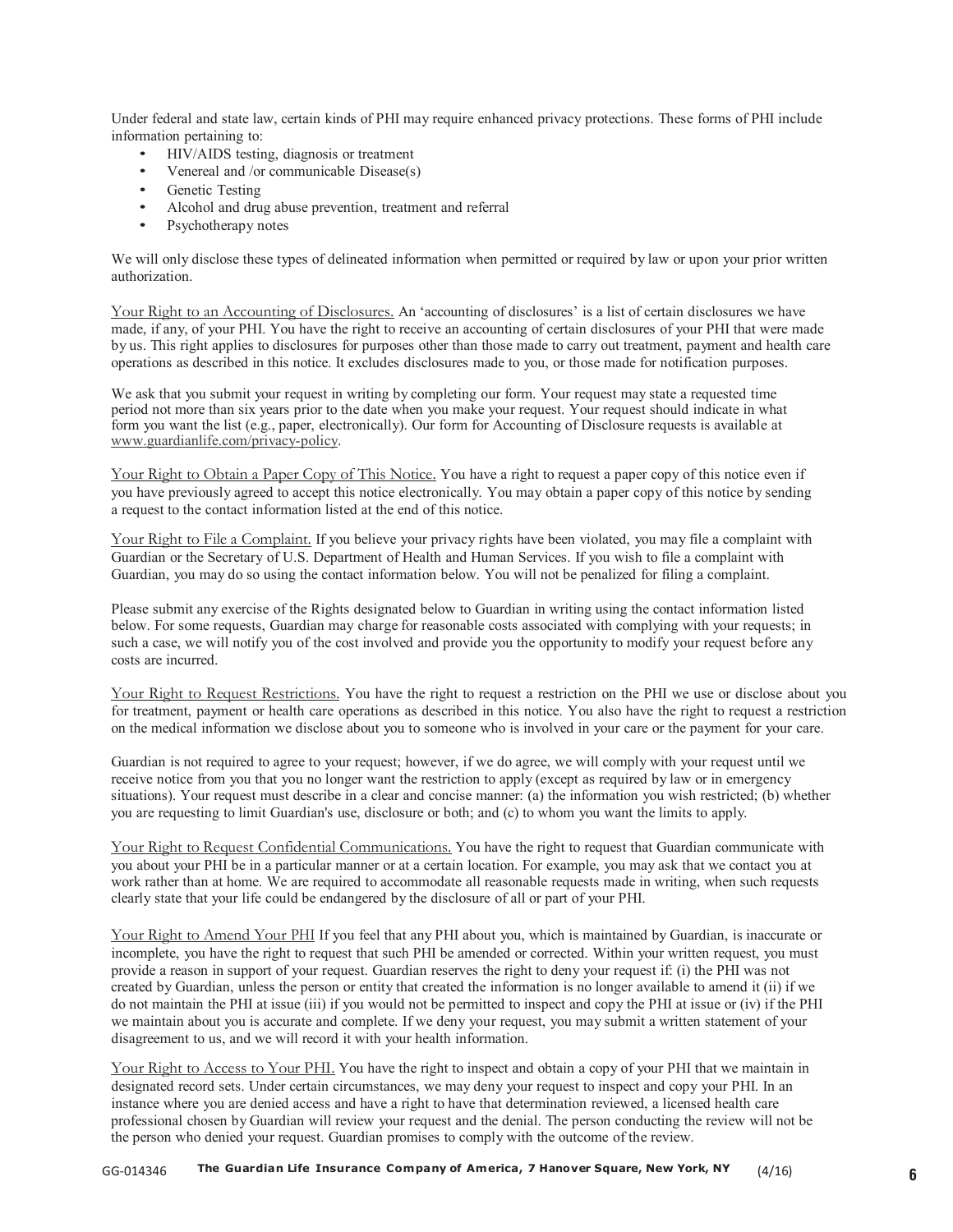Under federal and state law, certain kinds of PHI may require enhanced privacy protections. These forms of PHI include information pertaining to:

- HIV/AIDS testing, diagnosis or treatment
- Venereal and /or communicable Disease(s)
- Genetic Testing
- Alcohol and drug abuse prevention, treatment and referral
- Psychotherapy notes

We will only disclose these types of delineated information when permitted or required by law or upon your prior written authorization.

Your Right to an Accounting of Disclosures. An 'accounting of disclosures' is a list of certain disclosures we have made, if any, of your PHI. You have the right to receive an accounting of certain disclosures of your PHI that were made by us. This right applies to disclosures for purposes other than those made to carry out treatment, payment and health care operations as described in this notice. It excludes disclosures made to you, or those made for notification purposes.

We ask that you submit your request in writing by completing our form. Your request may state a requested time period not more than six years prior to the date when you make your request. Your request should indicate in what form you want the list (e.g., paper, electronically). Our form for Accounting of Disclosure requests is available at www.guardianlife.com/privacy-policy.

Your Right to Obtain a Paper Copy of This Notice. You have a right to request a paper copy of this notice even if you have previously agreed to accept this notice electronically. You may obtain a paper copy of this notice by sending a request to the contact information listed at the end of this notice.

Your Right to File a Complaint. If you believe your privacy rights have been violated, you may file a complaint with Guardian or the Secretary of U.S. Department of Health and Human Services. If you wish to file a complaint with Guardian, you may do so using the contact information below. You will not be penalized for filing a complaint.

Please submit any exercise of the Rights designated below to Guardian in writing using the contact information listed below. For some requests, Guardian may charge for reasonable costs associated with complying with your requests; in such a case, we will notify you of the cost involved and provide you the opportunity to modify your request before any costs are incurred.

Your Right to Request Restrictions. You have the right to request a restriction on the PHI we use or disclose about you for treatment, payment or health care operations as described in this notice. You also have the right to request a restriction on the medical information we disclose about you to someone who is involved in your care or the payment for your care.

Guardian is not required to agree to your request; however, if we do agree, we will comply with your request until we receive notice from you that you no longer want the restriction to apply (except as required by law or in emergency situations). Your request must describe in a clear and concise manner: (a) the information you wish restricted; (b) whether you are requesting to limit Guardian's use, disclosure or both; and (c) to whom you want the limits to apply.

Your Right to Request Confidential Communications. You have the right to request that Guardian communicate with you about your PHI be in a particular manner or at a certain location. For example, you may ask that we contact you at work rather than at home. We are required to accommodate all reasonable requests made in writing, when such requests clearly state that your life could be endangered by the disclosure of all or part of your PHI.

Your Right to Amend Your PHI If you feel that any PHI about you, which is maintained by Guardian, is inaccurate or incomplete, you have the right to request that such PHI be amended or corrected. Within your written request, you must provide a reason in support of your request. Guardian reserves the right to deny your request if: (i) the PHI was not created by Guardian, unless the person or entity that created the information is no longer available to amend it (ii) if we do not maintain the PHI at issue (iii) if you would not be permitted to inspect and copy the PHI at issue or (iv) if the PHI we maintain about you is accurate and complete. If we deny your request, you may submit a written statement of your disagreement to us, and we will record it with your health information.

Your Right to Access to Your PHI. You have the right to inspect and obtain a copy of your PHI that we maintain in designated record sets. Under certain circumstances, we may deny your request to inspect and copy your PHI. In an instance where you are denied access and have a right to have that determination reviewed, a licensed health care professional chosen by Guardian will review your request and the denial. The person conducting the review will not be the person who denied your request. Guardian promises to comply with the outcome of the review.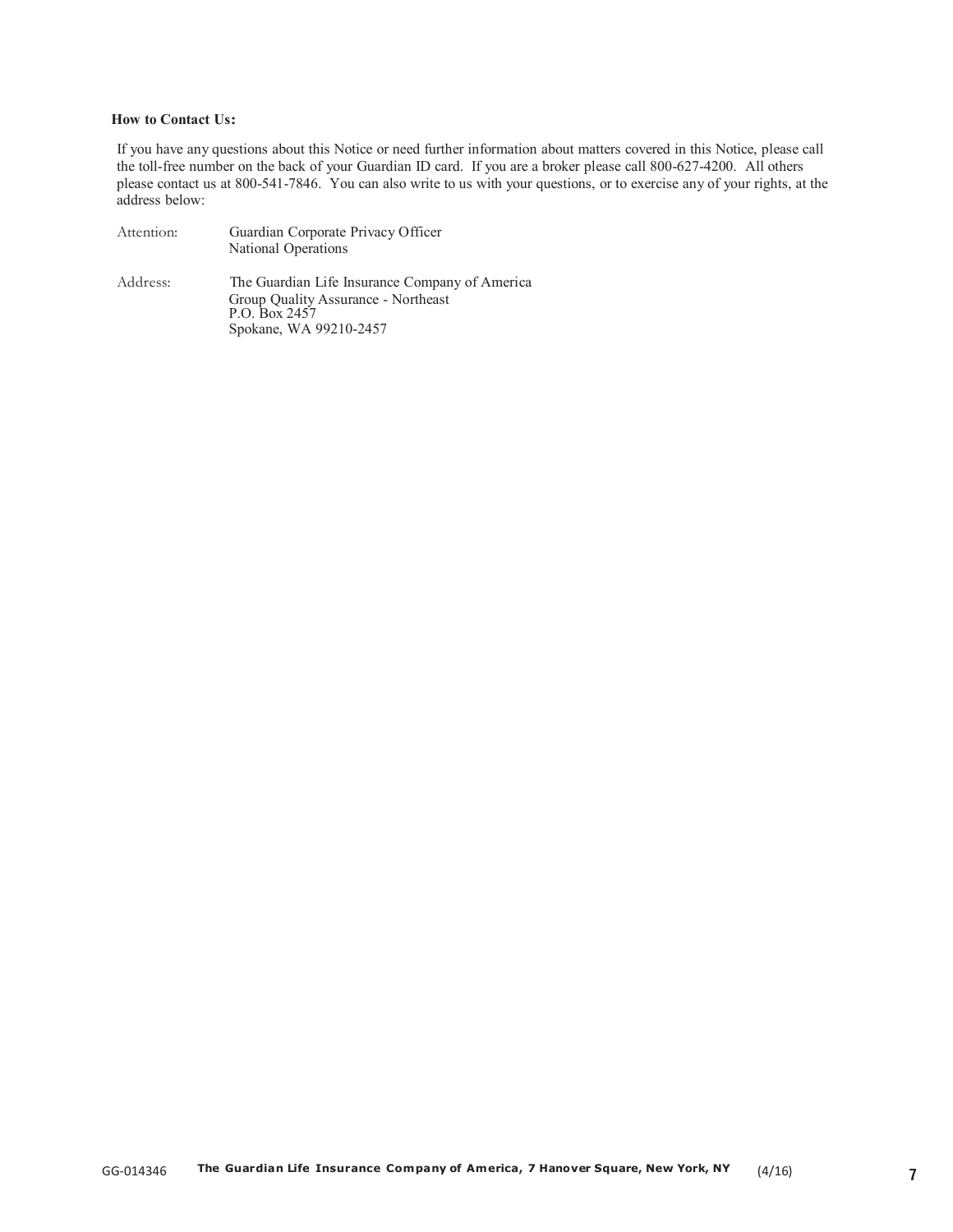**How to Contact Us:**

If you have any questions about this Notice or need further information about matters covered in this Notice, please call the toll-free number on the back of your Guardian ID card. If you are a broker please call 800-627-4200. All others please contact us at 800-541-7846. You can also write to us with your questions, or to exercise any of your rights, at the address below:

Attention: Guardian Corporate Privacy Officer
National Operations

Address: The Guardian Life Insurance Company of America
Group Quality Assurance - Northeast
P.O. Box 2457
Spokane, WA 99210-2457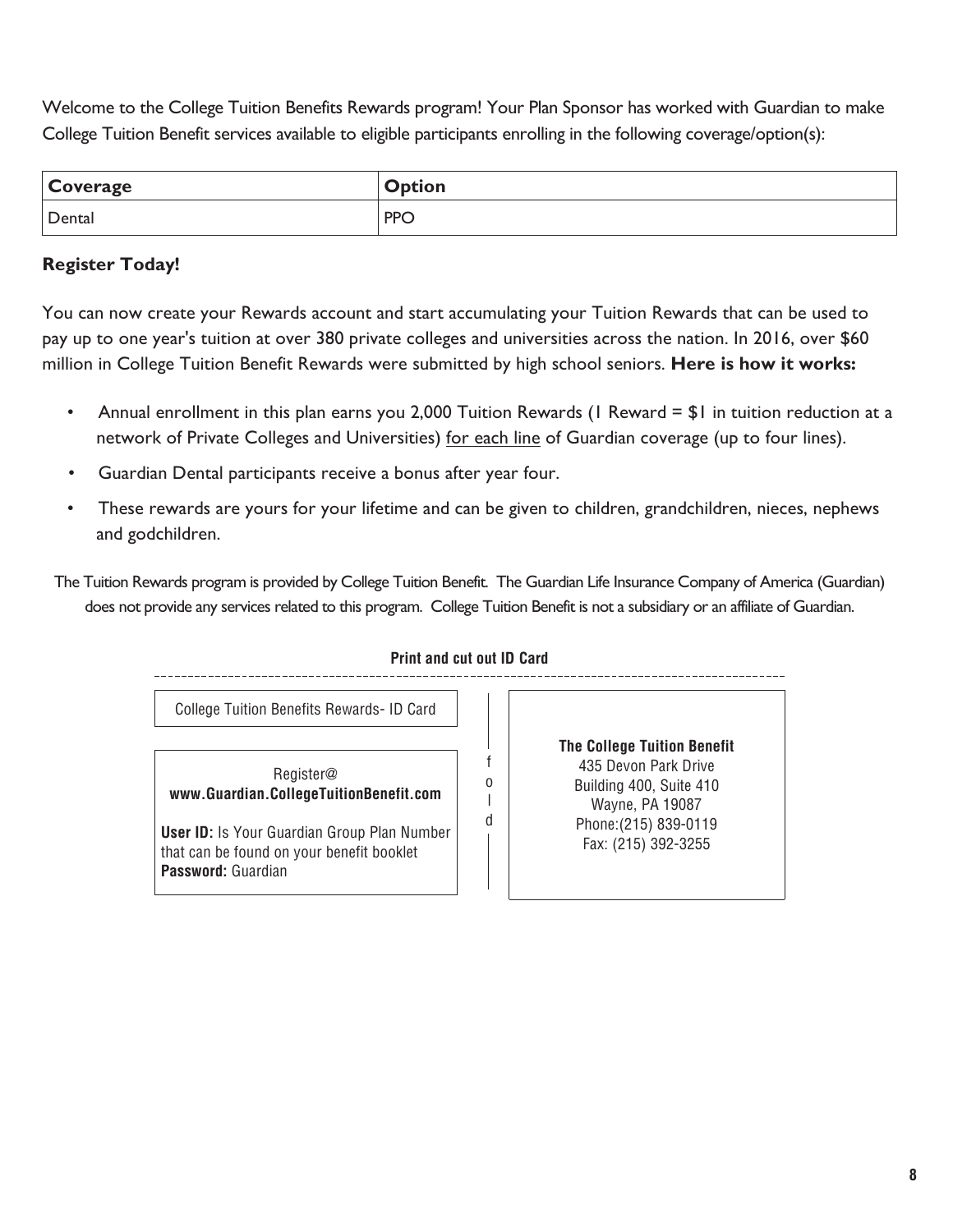Welcome to the College Tuition Benefits Rewards program! Your Plan Sponsor has worked with Guardian to make College Tuition Benefit services available to eligible participants enrolling in the following coverage/option(s):

| Coverage | Option |
|---|---|
| Dental | PPO |

**Register Today!**

You can now create your Rewards account and start accumulating your Tuition Rewards that can be used to pay up to one year's tuition at over 380 private colleges and universities across the nation. In 2016, over $60 million in College Tuition Benefit Rewards were submitted by high school seniors. **Here is how it works:**

- Annual enrollment in this plan earns you 2,000 Tuition Rewards (1 Reward = $1 in tuition reduction at a network of Private Colleges and Universities) for each line of Guardian coverage (up to four lines).
- Guardian Dental participants receive a bonus after year four.
- These rewards are yours for your lifetime and can be given to children, grandchildren, nieces, nephews and godchildren.

The Tuition Rewards program is provided by College Tuition Benefit. The Guardian Life Insurance Company of America (Guardian) does not provide any services related to this program. College Tuition Benefit is not a subsidiary or an affiliate of Guardian.

**Print and cut out ID Card**

College Tuition Benefits Rewards- ID Card

Register@
**www.Guardian.CollegeTuitionBenefit.com**

**User ID:** Is Your Guardian Group Plan Number that can be found on your benefit booklet
**Password:** Guardian

fold

**The College Tuition Benefit**
435 Devon Park Drive
Building 400, Suite 410
Wayne, PA 19087
Phone:(215) 839-0119
Fax: (215) 392-3255